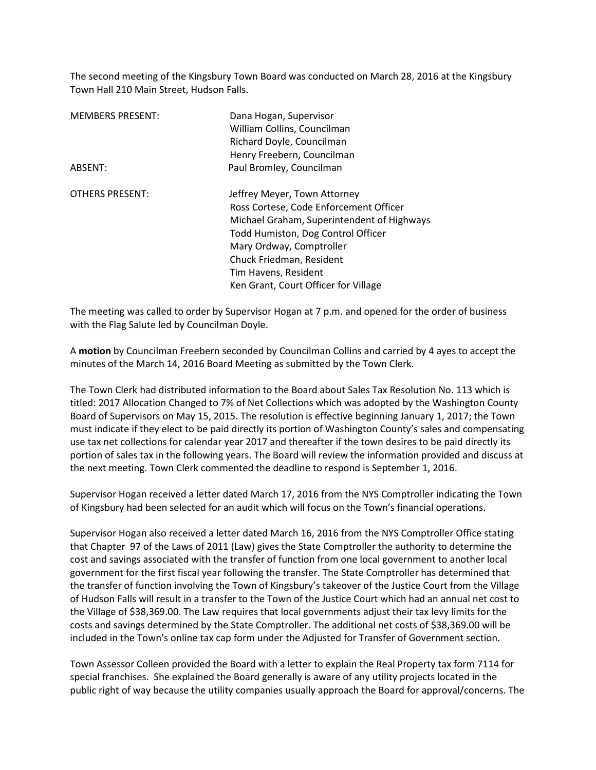The second meeting of the Kingsbury Town Board was conducted on March 28, 2016 at the Kingsbury Town Hall 210 Main Street, Hudson Falls.

| | |
|---|---|
| MEMBERS PRESENT: | Dana Hogan, Supervisor |
| | William Collins, Councilman |
| | Richard Doyle, Councilman |
| | Henry Freebern, Councilman |
| ABSENT: | Paul Bromley, Councilman |
| | |
| OTHERS PRESENT: | Jeffrey Meyer, Town Attorney |
| | Ross Cortese, Code Enforcement Officer |
| | Michael Graham, Superintendent of Highways |
| | Todd Humiston, Dog Control Officer |
| | Mary Ordway, Comptroller |
| | Chuck Friedman, Resident |
| | Tim Havens, Resident |
| | Ken Grant, Court Officer for Village |

The meeting was called to order by Supervisor Hogan at 7 p.m. and opened for the order of business with the Flag Salute led by Councilman Doyle.

A **motion** by Councilman Freebern seconded by Councilman Collins and carried by 4 ayes to accept the minutes of the March 14, 2016 Board Meeting as submitted by the Town Clerk.

The Town Clerk had distributed information to the Board about Sales Tax Resolution No. 113 which is titled: 2017 Allocation Changed to 7% of Net Collections which was adopted by the Washington County Board of Supervisors on May 15, 2015. The resolution is effective beginning January 1, 2017; the Town must indicate if they elect to be paid directly its portion of Washington County's sales and compensating use tax net collections for calendar year 2017 and thereafter if the town desires to be paid directly its portion of sales tax in the following years. The Board will review the information provided and discuss at the next meeting. Town Clerk commented the deadline to respond is September 1, 2016.

Supervisor Hogan received a letter dated March 17, 2016 from the NYS Comptroller indicating the Town of Kingsbury had been selected for an audit which will focus on the Town's financial operations.

Supervisor Hogan also received a letter dated March 16, 2016 from the NYS Comptroller Office stating that Chapter 97 of the Laws of 2011 (Law) gives the State Comptroller the authority to determine the cost and savings associated with the transfer of function from one local government to another local government for the first fiscal year following the transfer. The State Comptroller has determined that the transfer of function involving the Town of Kingsbury's takeover of the Justice Court from the Village of Hudson Falls will result in a transfer to the Town of the Justice Court which had an annual net cost to the Village of $38,369.00. The Law requires that local governments adjust their tax levy limits for the costs and savings determined by the State Comptroller. The additional net costs of $38,369.00 will be included in the Town's online tax cap form under the Adjusted for Transfer of Government section.

Town Assessor Colleen provided the Board with a letter to explain the Real Property tax form 7114 for special franchises. She explained the Board generally is aware of any utility projects located in the public right of way because the utility companies usually approach the Board for approval/concerns. The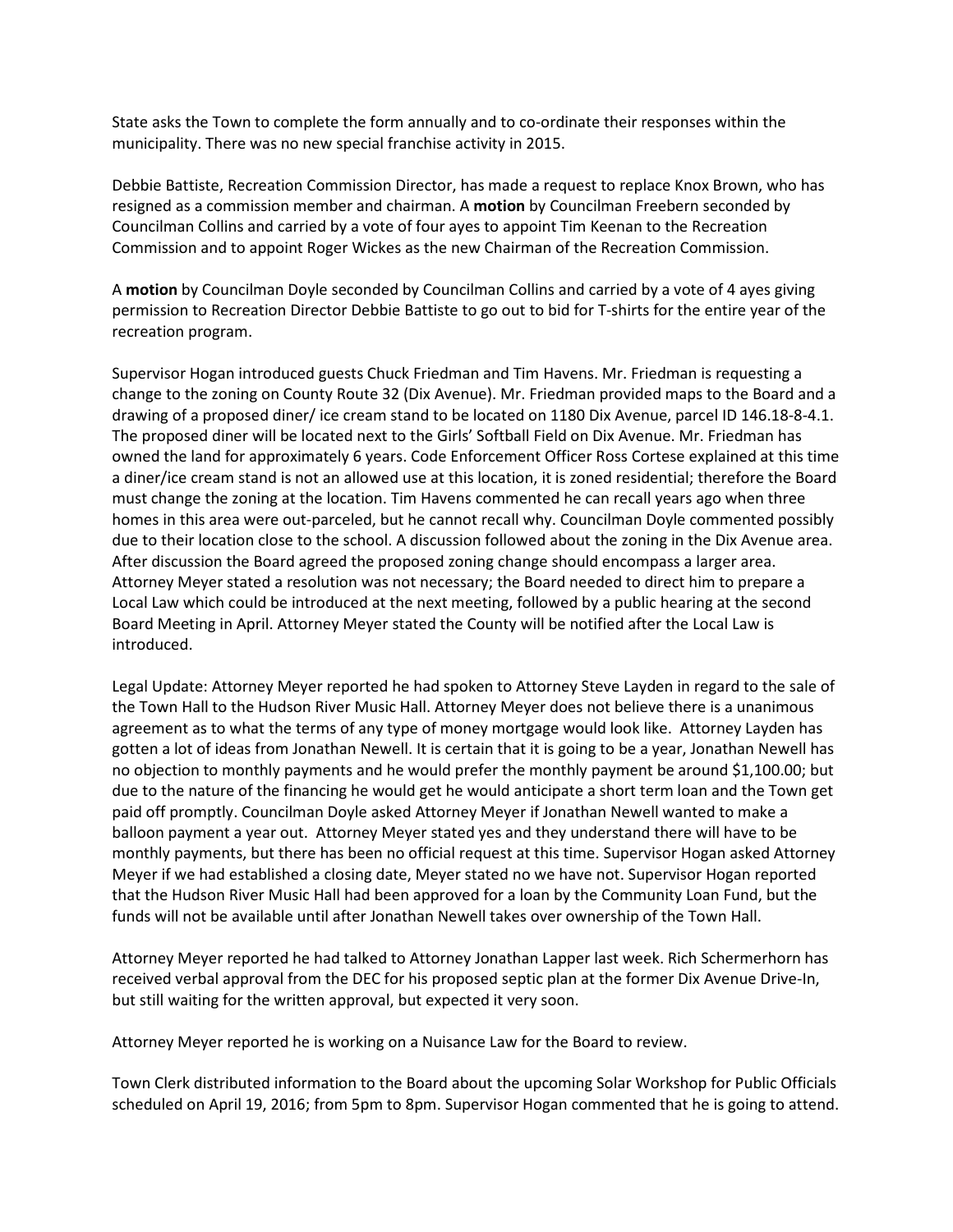State asks the Town to complete the form annually and to co-ordinate their responses within the municipality. There was no new special franchise activity in 2015.

Debbie Battiste, Recreation Commission Director, has made a request to replace Knox Brown, who has resigned as a commission member and chairman. A **motion** by Councilman Freebern seconded by Councilman Collins and carried by a vote of four ayes to appoint Tim Keenan to the Recreation Commission and to appoint Roger Wickes as the new Chairman of the Recreation Commission.

A **motion** by Councilman Doyle seconded by Councilman Collins and carried by a vote of 4 ayes giving permission to Recreation Director Debbie Battiste to go out to bid for T-shirts for the entire year of the recreation program.

Supervisor Hogan introduced guests Chuck Friedman and Tim Havens. Mr. Friedman is requesting a change to the zoning on County Route 32 (Dix Avenue). Mr. Friedman provided maps to the Board and a drawing of a proposed diner/ ice cream stand to be located on 1180 Dix Avenue, parcel ID 146.18-8-4.1. The proposed diner will be located next to the Girls' Softball Field on Dix Avenue. Mr. Friedman has owned the land for approximately 6 years. Code Enforcement Officer Ross Cortese explained at this time a diner/ice cream stand is not an allowed use at this location, it is zoned residential; therefore the Board must change the zoning at the location. Tim Havens commented he can recall years ago when three homes in this area were out-parceled, but he cannot recall why. Councilman Doyle commented possibly due to their location close to the school. A discussion followed about the zoning in the Dix Avenue area. After discussion the Board agreed the proposed zoning change should encompass a larger area. Attorney Meyer stated a resolution was not necessary; the Board needed to direct him to prepare a Local Law which could be introduced at the next meeting, followed by a public hearing at the second Board Meeting in April. Attorney Meyer stated the County will be notified after the Local Law is introduced.

Legal Update: Attorney Meyer reported he had spoken to Attorney Steve Layden in regard to the sale of the Town Hall to the Hudson River Music Hall. Attorney Meyer does not believe there is a unanimous agreement as to what the terms of any type of money mortgage would look like. Attorney Layden has gotten a lot of ideas from Jonathan Newell. It is certain that it is going to be a year, Jonathan Newell has no objection to monthly payments and he would prefer the monthly payment be around $1,100.00; but due to the nature of the financing he would get he would anticipate a short term loan and the Town get paid off promptly. Councilman Doyle asked Attorney Meyer if Jonathan Newell wanted to make a balloon payment a year out. Attorney Meyer stated yes and they understand there will have to be monthly payments, but there has been no official request at this time. Supervisor Hogan asked Attorney Meyer if we had established a closing date, Meyer stated no we have not. Supervisor Hogan reported that the Hudson River Music Hall had been approved for a loan by the Community Loan Fund, but the funds will not be available until after Jonathan Newell takes over ownership of the Town Hall.

Attorney Meyer reported he had talked to Attorney Jonathan Lapper last week. Rich Schermerhorn has received verbal approval from the DEC for his proposed septic plan at the former Dix Avenue Drive-In, but still waiting for the written approval, but expected it very soon.

Attorney Meyer reported he is working on a Nuisance Law for the Board to review.

Town Clerk distributed information to the Board about the upcoming Solar Workshop for Public Officials scheduled on April 19, 2016; from 5pm to 8pm. Supervisor Hogan commented that he is going to attend.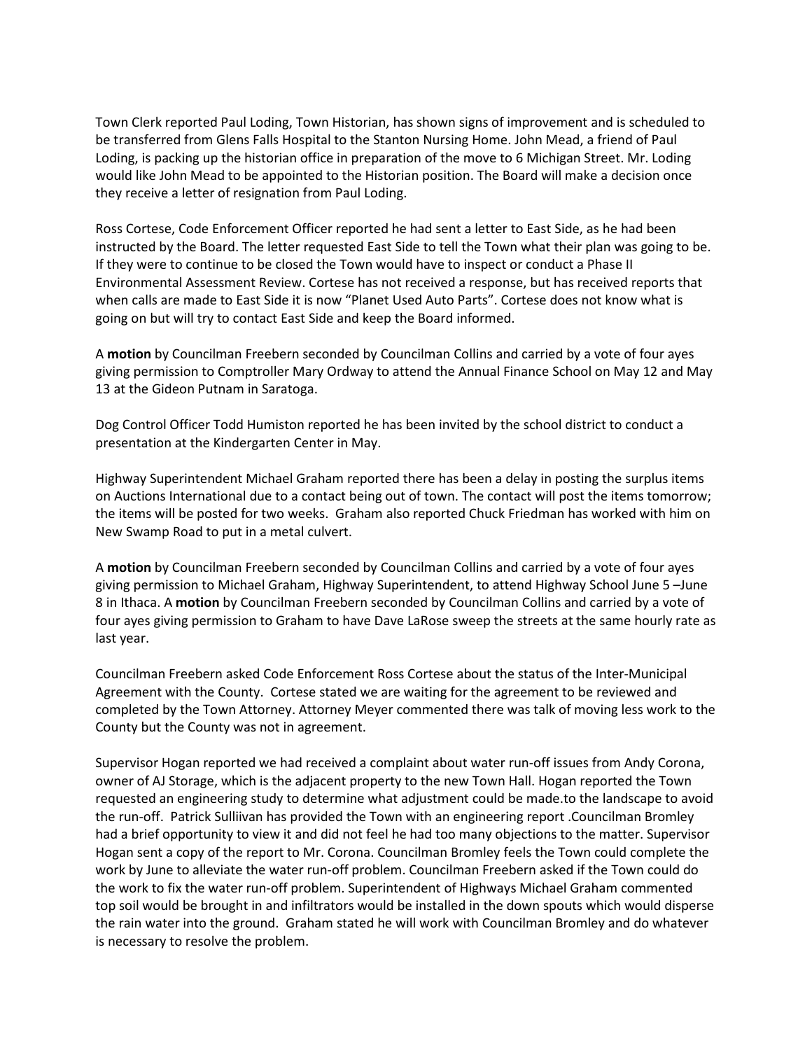Town Clerk reported Paul Loding, Town Historian, has shown signs of improvement and is scheduled to be transferred from Glens Falls Hospital to the Stanton Nursing Home. John Mead, a friend of Paul Loding, is packing up the historian office in preparation of the move to 6 Michigan Street. Mr. Loding would like John Mead to be appointed to the Historian position. The Board will make a decision once they receive a letter of resignation from Paul Loding.

Ross Cortese, Code Enforcement Officer reported he had sent a letter to East Side, as he had been instructed by the Board. The letter requested East Side to tell the Town what their plan was going to be. If they were to continue to be closed the Town would have to inspect or conduct a Phase II Environmental Assessment Review. Cortese has not received a response, but has received reports that when calls are made to East Side it is now "Planet Used Auto Parts". Cortese does not know what is going on but will try to contact East Side and keep the Board informed.

A **motion** by Councilman Freebern seconded by Councilman Collins and carried by a vote of four ayes giving permission to Comptroller Mary Ordway to attend the Annual Finance School on May 12 and May 13 at the Gideon Putnam in Saratoga.

Dog Control Officer Todd Humiston reported he has been invited by the school district to conduct a presentation at the Kindergarten Center in May.

Highway Superintendent Michael Graham reported there has been a delay in posting the surplus items on Auctions International due to a contact being out of town. The contact will post the items tomorrow; the items will be posted for two weeks. Graham also reported Chuck Friedman has worked with him on New Swamp Road to put in a metal culvert.

A **motion** by Councilman Freebern seconded by Councilman Collins and carried by a vote of four ayes giving permission to Michael Graham, Highway Superintendent, to attend Highway School June 5 –June 8 in Ithaca. A **motion** by Councilman Freebern seconded by Councilman Collins and carried by a vote of four ayes giving permission to Graham to have Dave LaRose sweep the streets at the same hourly rate as last year.

Councilman Freebern asked Code Enforcement Ross Cortese about the status of the Inter-Municipal Agreement with the County. Cortese stated we are waiting for the agreement to be reviewed and completed by the Town Attorney. Attorney Meyer commented there was talk of moving less work to the County but the County was not in agreement.

Supervisor Hogan reported we had received a complaint about water run-off issues from Andy Corona, owner of AJ Storage, which is the adjacent property to the new Town Hall. Hogan reported the Town requested an engineering study to determine what adjustment could be made.to the landscape to avoid the run-off. Patrick Sulliivan has provided the Town with an engineering report .Councilman Bromley had a brief opportunity to view it and did not feel he had too many objections to the matter. Supervisor Hogan sent a copy of the report to Mr. Corona. Councilman Bromley feels the Town could complete the work by June to alleviate the water run-off problem. Councilman Freebern asked if the Town could do the work to fix the water run-off problem. Superintendent of Highways Michael Graham commented top soil would be brought in and infiltrators would be installed in the down spouts which would disperse the rain water into the ground. Graham stated he will work with Councilman Bromley and do whatever is necessary to resolve the problem.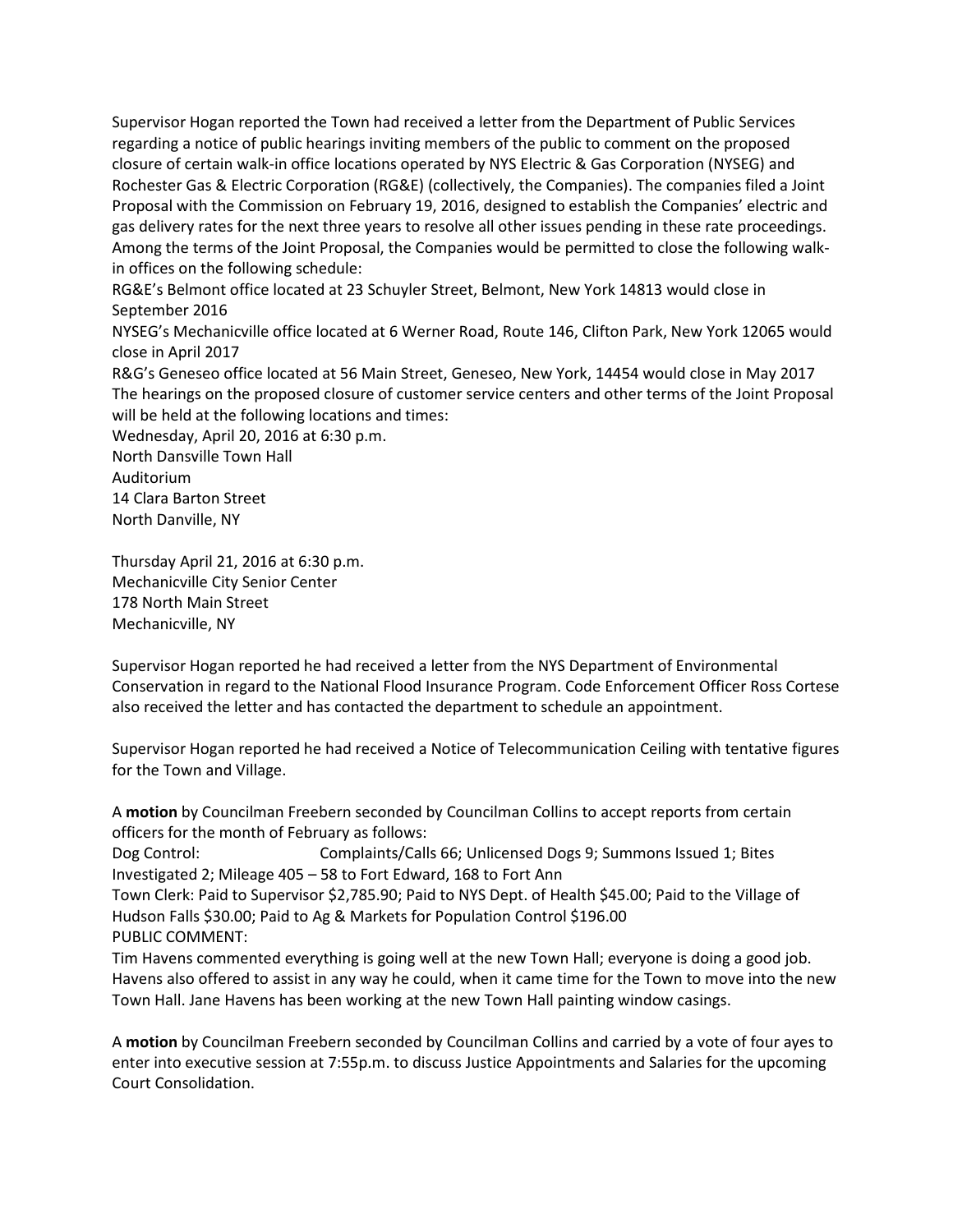Supervisor Hogan reported the Town had received a letter from the Department of Public Services regarding a notice of public hearings inviting members of the public to comment on the proposed closure of certain walk-in office locations operated by NYS Electric & Gas Corporation (NYSEG) and Rochester Gas & Electric Corporation (RG&E) (collectively, the Companies). The companies filed a Joint Proposal with the Commission on February 19, 2016, designed to establish the Companies' electric and gas delivery rates for the next three years to resolve all other issues pending in these rate proceedings. Among the terms of the Joint Proposal, the Companies would be permitted to close the following walk-in offices on the following schedule:

RG&E's Belmont office located at 23 Schuyler Street, Belmont, New York 14813 would close in September 2016

NYSEG's Mechanicville office located at 6 Werner Road, Route 146, Clifton Park, New York 12065 would close in April 2017

R&G's Geneseo office located at 56 Main Street, Geneseo, New York, 14454 would close in May 2017

The hearings on the proposed closure of customer service centers and other terms of the Joint Proposal will be held at the following locations and times:

Wednesday, April 20, 2016 at 6:30 p.m.
North Dansville Town Hall
Auditorium
14 Clara Barton Street
North Danville, NY

Thursday April 21, 2016 at 6:30 p.m.
Mechanicville City Senior Center
178 North Main Street
Mechanicville, NY

Supervisor Hogan reported he had received a letter from the NYS Department of Environmental Conservation in regard to the National Flood Insurance Program. Code Enforcement Officer Ross Cortese also received the letter and has contacted the department to schedule an appointment.

Supervisor Hogan reported he had received a Notice of Telecommunication Ceiling with tentative figures for the Town and Village.

A **motion** by Councilman Freebern seconded by Councilman Collins to accept reports from certain officers for the month of February as follows:

Dog Control: Complaints/Calls 66; Unlicensed Dogs 9; Summons Issued 1; Bites Investigated 2; Mileage 405 – 58 to Fort Edward, 168 to Fort Ann

Town Clerk: Paid to Supervisor $2,785.90; Paid to NYS Dept. of Health $45.00; Paid to the Village of Hudson Falls $30.00; Paid to Ag & Markets for Population Control $196.00

PUBLIC COMMENT:

Tim Havens commented everything is going well at the new Town Hall; everyone is doing a good job. Havens also offered to assist in any way he could, when it came time for the Town to move into the new Town Hall. Jane Havens has been working at the new Town Hall painting window casings.

A **motion** by Councilman Freebern seconded by Councilman Collins and carried by a vote of four ayes to enter into executive session at 7:55p.m. to discuss Justice Appointments and Salaries for the upcoming Court Consolidation.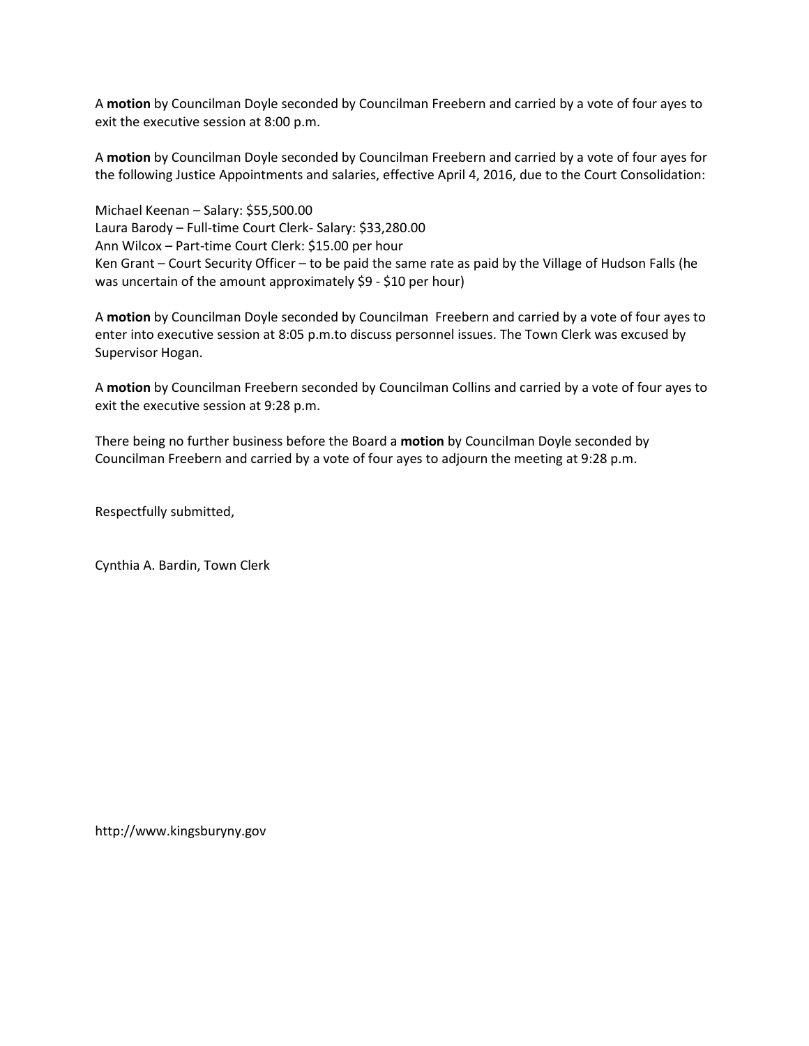A **motion** by Councilman Doyle seconded by Councilman Freebern and carried by a vote of four ayes to exit the executive session at 8:00 p.m.

A **motion** by Councilman Doyle seconded by Councilman Freebern and carried by a vote of four ayes for the following Justice Appointments and salaries, effective April 4, 2016, due to the Court Consolidation:

Michael Keenan – Salary: $55,500.00
Laura Barody – Full-time Court Clerk- Salary: $33,280.00
Ann Wilcox – Part-time Court Clerk: $15.00 per hour
Ken Grant – Court Security Officer – to be paid the same rate as paid by the Village of Hudson Falls (he was uncertain of the amount approximately $9 - $10 per hour)

A **motion** by Councilman Doyle seconded by Councilman Freebern and carried by a vote of four ayes to enter into executive session at 8:05 p.m.to discuss personnel issues. The Town Clerk was excused by Supervisor Hogan.

A **motion** by Councilman Freebern seconded by Councilman Collins and carried by a vote of four ayes to exit the executive session at 9:28 p.m.

There being no further business before the Board a **motion** by Councilman Doyle seconded by Councilman Freebern and carried by a vote of four ayes to adjourn the meeting at 9:28 p.m.

Respectfully submitted,

Cynthia A. Bardin, Town Clerk

http://www.kingsburyny.gov